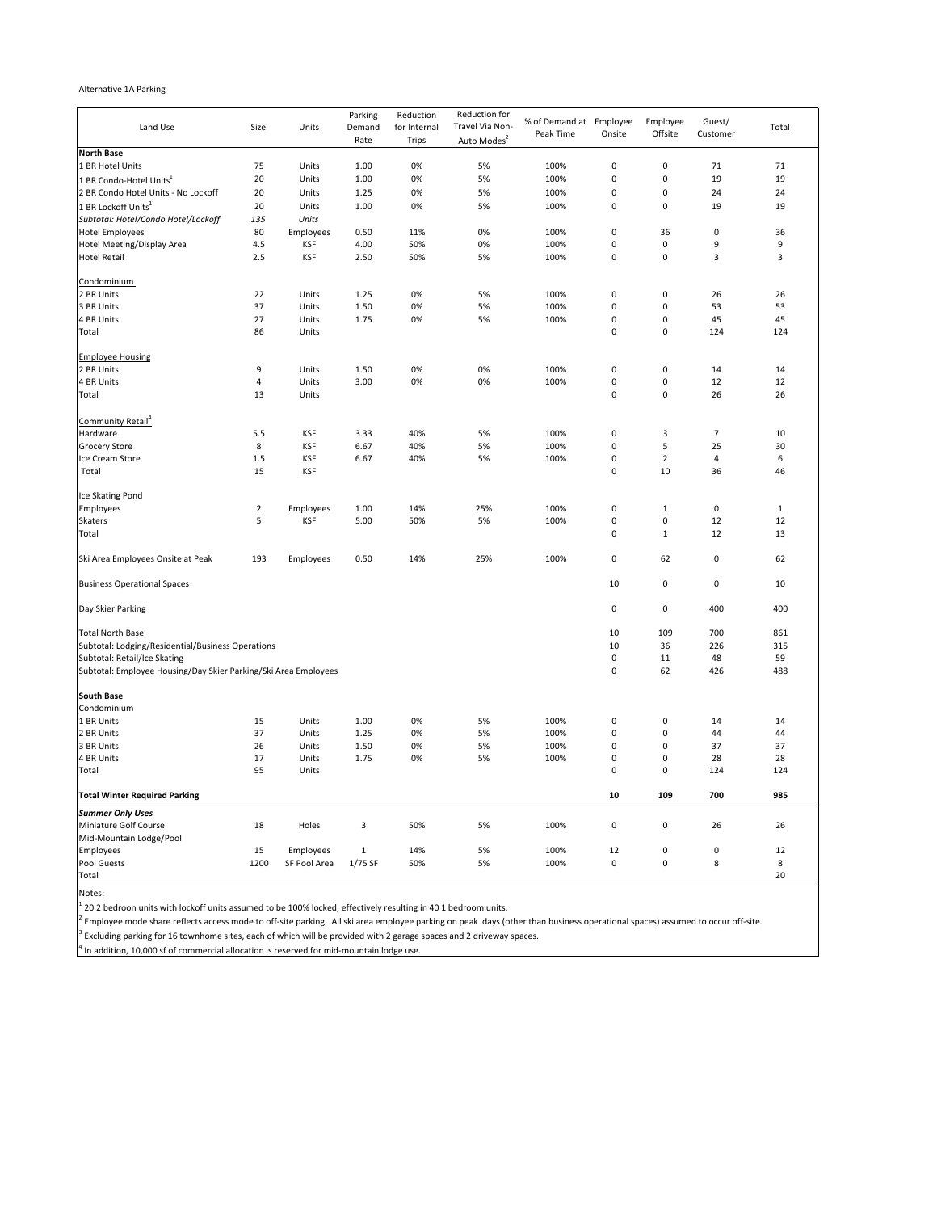Alternative 1A Parking

| Land Use | Size | Units | Parking Demand Rate | Reduction for Internal Trips | Reduction for Travel Via Non-Auto Modes[2] | % of Demand at Peak Time | Employee Onsite | Employee Offsite | Guest/ Customer | Total |
|---|---|---|---|---|---|---|---|---|---|---|
| **North Base** | | | | | | | | | | |
| 1 BR Hotel Units | 75 | Units | 1.00 | 0% | 5% | 100% | 0 | 0 | 71 | 71 |
| 1 BR Condo-Hotel Units[1] | 20 | Units | 1.00 | 0% | 5% | 100% | 0 | 0 | 19 | 19 |
| 2 BR Condo Hotel Units - No Lockoff | 20 | Units | 1.25 | 0% | 5% | 100% | 0 | 0 | 24 | 24 |
| 1 BR Lockoff Units[1] | 20 | Units | 1.00 | 0% | 5% | 100% | 0 | 0 | 19 | 19 |
| *Subtotal: Hotel/Condo Hotel/Lockoff* | *135* | *Units* | | | | | | | | |
| Hotel Employees | 80 | Employees | 0.50 | 11% | 0% | 100% | 0 | 36 | 0 | 36 |
| Hotel Meeting/Display Area | 4.5 | KSF | 4.00 | 50% | 0% | 100% | 0 | 0 | 9 | 9 |
| Hotel Retail | 2.5 | KSF | 2.50 | 50% | 5% | 100% | 0 | 0 | 3 | 3 |
| | | | | | | | | | | |
| Condominium | | | | | | | | | | |
| 2 BR Units | 22 | Units | 1.25 | 0% | 5% | 100% | 0 | 0 | 26 | 26 |
| 3 BR Units | 37 | Units | 1.50 | 0% | 5% | 100% | 0 | 0 | 53 | 53 |
| 4 BR Units | 27 | Units | 1.75 | 0% | 5% | 100% | 0 | 0 | 45 | 45 |
| Total | 86 | Units | | | | | 0 | 0 | 124 | 124 |
| | | | | | | | | | | |
| Employee Housing | | | | | | | | | | |
| 2 BR Units | 9 | Units | 1.50 | 0% | 0% | 100% | 0 | 0 | 14 | 14 |
| 4 BR Units | 4 | Units | 3.00 | 0% | 0% | 100% | 0 | 0 | 12 | 12 |
| Total | 13 | Units | | | | | 0 | 0 | 26 | 26 |
| | | | | | | | | | | |
| Community Retail[4] | | | | | | | | | | |
| Hardware | 5.5 | KSF | 3.33 | 40% | 5% | 100% | 0 | 3 | 7 | 10 |
| Grocery Store | 8 | KSF | 6.67 | 40% | 5% | 100% | 0 | 5 | 25 | 30 |
| Ice Cream Store | 1.5 | KSF | 6.67 | 40% | 5% | 100% | 0 | 2 | 4 | 6 |
| Total | 15 | KSF | | | | | 0 | 10 | 36 | 46 |
| | | | | | | | | | | |
| Ice Skating Pond | | | | | | | | | | |
| Employees | 2 | Employees | 1.00 | 14% | 25% | 100% | 0 | 1 | 0 | 1 |
| Skaters | 5 | KSF | 5.00 | 50% | 5% | 100% | 0 | 0 | 12 | 12 |
| Total | | | | | | | 0 | 1 | 12 | 13 |
| | | | | | | | | | | |
| Ski Area Employees Onsite at Peak | 193 | Employees | 0.50 | 14% | 25% | 100% | 0 | 62 | 0 | 62 |
| | | | | | | | | | | |
| Business Operational Spaces | | | | | | | 10 | 0 | 0 | 10 |
| | | | | | | | | | | |
| Day Skier Parking | | | | | | | 0 | 0 | 400 | 400 |
| | | | | | | | | | | |
| Total North Base | | | | | | | 10 | 109 | 700 | 861 |
| Subtotal: Lodging/Residential/Business Operations | | | | | | | 10 | 36 | 226 | 315 |
| Subtotal: Retail/Ice Skating | | | | | | | 0 | 11 | 48 | 59 |
| Subtotal: Employee Housing/Day Skier Parking/Ski Area Employees | | | | | | | 0 | 62 | 426 | 488 |
| | | | | | | | | | | |
| **South Base** | | | | | | | | | | |
| Condominium | | | | | | | | | | |
| 1 BR Units | 15 | Units | 1.00 | 0% | 5% | 100% | 0 | 0 | 14 | 14 |
| 2 BR Units | 37 | Units | 1.25 | 0% | 5% | 100% | 0 | 0 | 44 | 44 |
| 3 BR Units | 26 | Units | 1.50 | 0% | 5% | 100% | 0 | 0 | 37 | 37 |
| 4 BR Units | 17 | Units | 1.75 | 0% | 5% | 100% | 0 | 0 | 28 | 28 |
| Total | 95 | Units | | | | | 0 | 0 | 124 | 124 |
| | | | | | | | | | | |
| **Total Winter Required Parking** | | | | | | | **10** | **109** | **700** | **985** |
| ***Summer Only Uses*** | | | | | | | | | | |
| Miniature Golf Course | 18 | Holes | 3 | 50% | 5% | 100% | 0 | 0 | 26 | 26 |
| Mid-Mountain Lodge/Pool | | | | | | | | | | |
| Employees | 15 | Employees | 1 | 14% | 5% | 100% | 12 | 0 | 0 | 12 |
| Pool Guests | 1200 | SF Pool Area | 1/75 SF | 50% | 5% | 100% | 0 | 0 | 8 | 8 |
| Total | | | | | | | | | | 20 |

Notes:

[1] 20 2 bedroon units with lockoff units assumed to be 100% locked, effectively resulting in 40 1 bedroom units.

[2] Employee mode share reflects access mode to off-site parking. All ski area employee parking on peak days (other than business operational spaces) assumed to occur off-site.

[3] Excluding parking for 16 townhome sites, each of which will be provided with 2 garage spaces and 2 driveway spaces.

[4] In addition, 10,000 sf of commercial allocation is reserved for mid-mountain lodge use.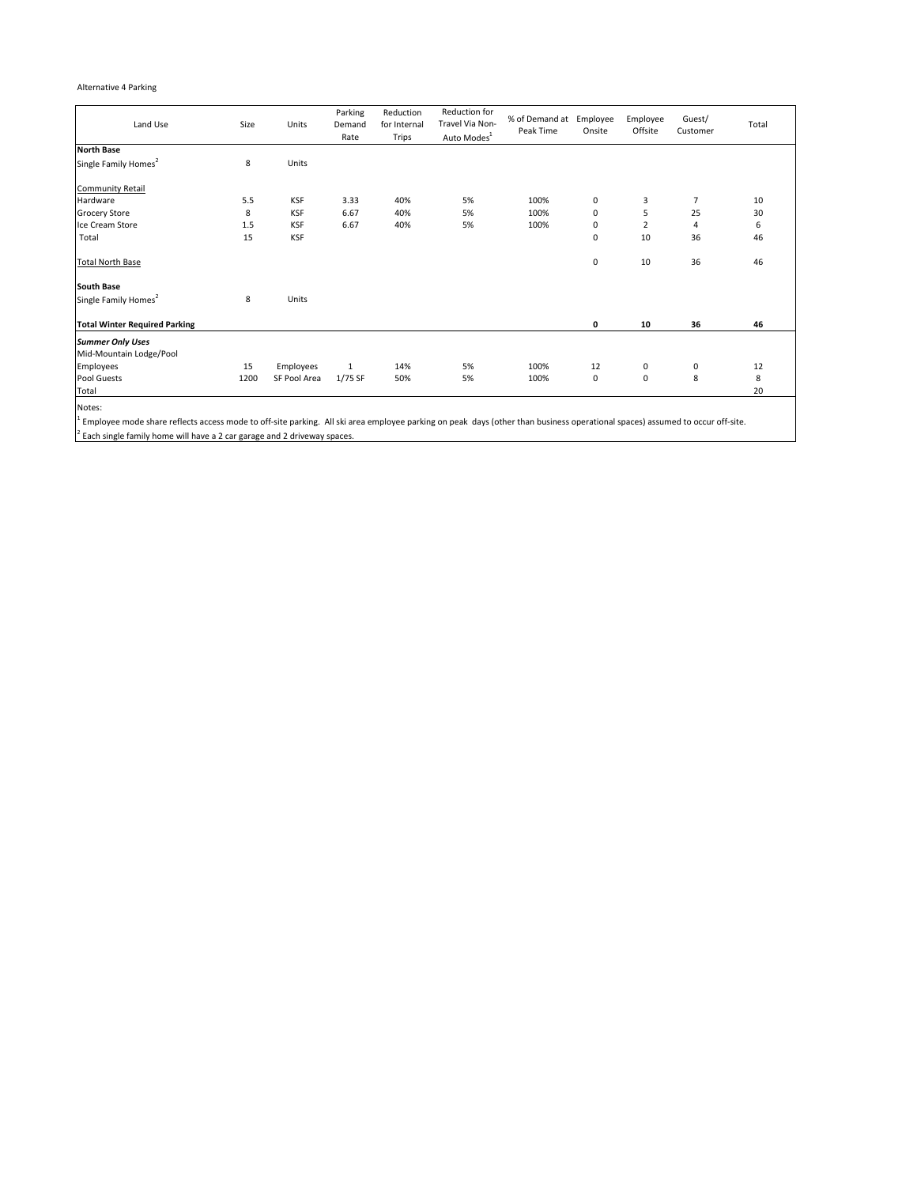Alternative 4 Parking

| Land Use | Size | Units | Parking Demand Rate | Reduction for Internal Trips | Reduction for Travel Via Non-Auto Modes[1] | % of Demand at Peak Time | Employee Onsite | Employee Offsite | Guest/ Customer | Total |
|---|---|---|---|---|---|---|---|---|---|---|
| **North Base** | | | | | | | | | | |
| Single Family Homes[2] | 8 | Units | | | | | | | | |
| Community Retail | | | | | | | | | | |
| Hardware | 5.5 | KSF | 3.33 | 40% | 5% | 100% | 0 | 3 | 7 | 10 |
| Grocery Store | 8 | KSF | 6.67 | 40% | 5% | 100% | 0 | 5 | 25 | 30 |
| Ice Cream Store | 1.5 | KSF | 6.67 | 40% | 5% | 100% | 0 | 2 | 4 | 6 |
| Total | 15 | KSF | | | | | 0 | 10 | 36 | 46 |
| Total North Base | | | | | | | 0 | 10 | 36 | 46 |
| **South Base** | | | | | | | | | | |
| Single Family Homes[2] | 8 | Units | | | | | | | | |
| **Total Winter Required Parking** | | | | | | | **0** | **10** | **36** | **46** |
| ***Summer Only Uses*** | | | | | | | | | | |
| Mid-Mountain Lodge/Pool | | | | | | | | | | |
| Employees | 15 | Employees | 1 | 14% | 5% | 100% | 12 | 0 | 0 | 12 |
| Pool Guests | 1200 | SF Pool Area | 1/75 SF | 50% | 5% | 100% | 0 | 0 | 8 | 8 |
| Total | | | | | | | | | | 20 |

Notes:

[1] Employee mode share reflects access mode to off-site parking. All ski area employee parking on peak days (other than business operational spaces) assumed to occur off-site.

[2] Each single family home will have a 2 car garage and 2 driveway spaces.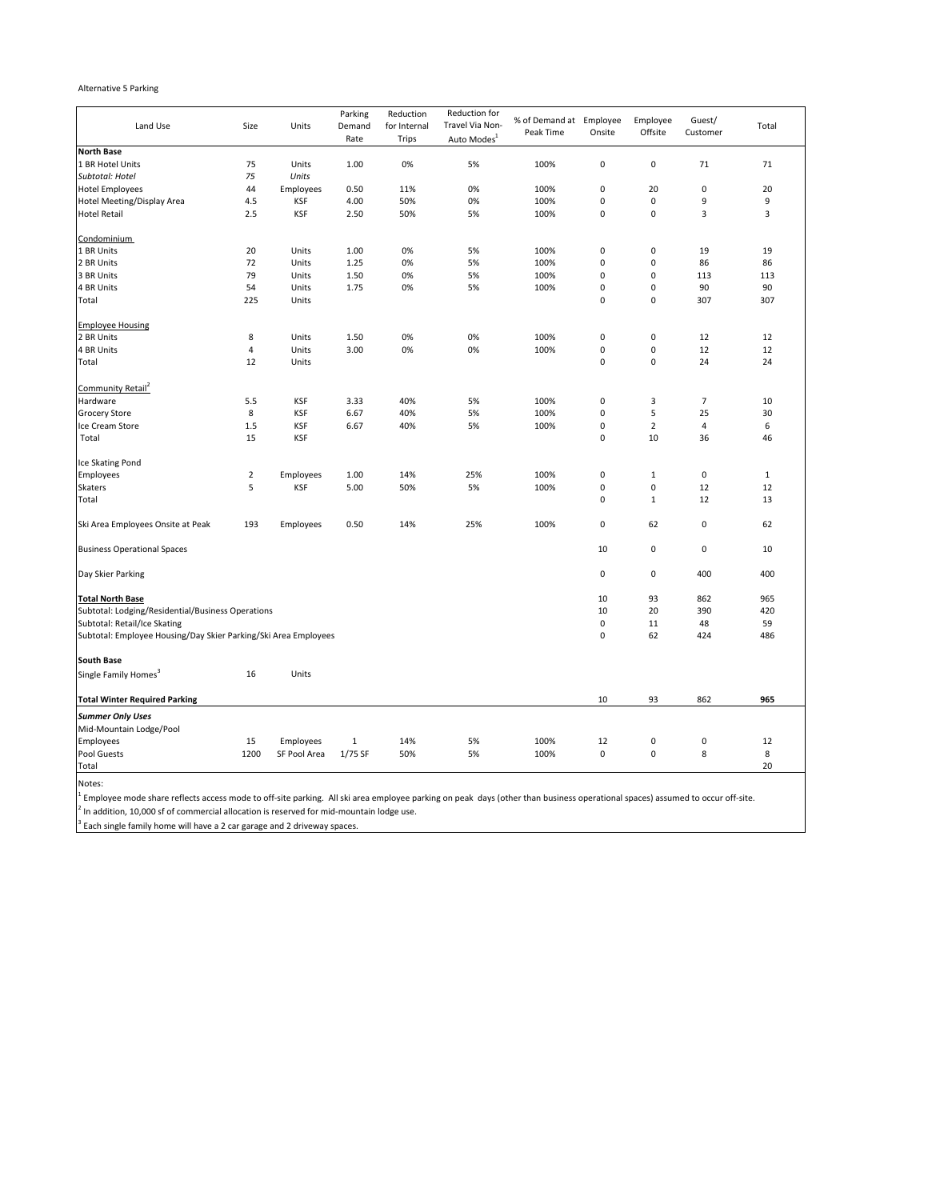Alternative 5 Parking

| Land Use | Size | Units | Parking Demand Rate | Reduction for Internal Trips | Reduction for Travel Via Non-Auto Modes[1] | % of Demand at Peak Time | Employee Onsite | Employee Offsite | Guest/ Customer | Total |
|---|---|---|---|---|---|---|---|---|---|---|
| **North Base** | | | | | | | | | | |
| 1 BR Hotel Units | 75 | Units | 1.00 | 0% | 5% | 100% | 0 | 0 | 71 | 71 |
| *Subtotal: Hotel* | *75* | *Units* | | | | | | | | |
| Hotel Employees | 44 | Employees | 0.50 | 11% | 0% | 100% | 0 | 20 | 0 | 20 |
| Hotel Meeting/Display Area | 4.5 | KSF | 4.00 | 50% | 0% | 100% | 0 | 0 | 9 | 9 |
| Hotel Retail | 2.5 | KSF | 2.50 | 50% | 5% | 100% | 0 | 0 | 3 | 3 |
| Condominium | | | | | | | | | | |
| 1 BR Units | 20 | Units | 1.00 | 0% | 5% | 100% | 0 | 0 | 19 | 19 |
| 2 BR Units | 72 | Units | 1.25 | 0% | 5% | 100% | 0 | 0 | 86 | 86 |
| 3 BR Units | 79 | Units | 1.50 | 0% | 5% | 100% | 0 | 0 | 113 | 113 |
| 4 BR Units | 54 | Units | 1.75 | 0% | 5% | 100% | 0 | 0 | 90 | 90 |
| Total | 225 | Units | | | | | 0 | 0 | 307 | 307 |
| Employee Housing | | | | | | | | | | |
| 2 BR Units | 8 | Units | 1.50 | 0% | 0% | 100% | 0 | 0 | 12 | 12 |
| 4 BR Units | 4 | Units | 3.00 | 0% | 0% | 100% | 0 | 0 | 12 | 12 |
| Total | 12 | Units | | | | | 0 | 0 | 24 | 24 |
| Community Retail[2] | | | | | | | | | | |
| Hardware | 5.5 | KSF | 3.33 | 40% | 5% | 100% | 0 | 3 | 7 | 10 |
| Grocery Store | 8 | KSF | 6.67 | 40% | 5% | 100% | 0 | 5 | 25 | 30 |
| Ice Cream Store | 1.5 | KSF | 6.67 | 40% | 5% | 100% | 0 | 2 | 4 | 6 |
| Total | 15 | KSF | | | | | 0 | 10 | 36 | 46 |
| Ice Skating Pond | | | | | | | | | | |
| Employees | 2 | Employees | 1.00 | 14% | 25% | 100% | 0 | 1 | 0 | 1 |
| Skaters | 5 | KSF | 5.00 | 50% | 5% | 100% | 0 | 0 | 12 | 12 |
| Total | | | | | | | 0 | 1 | 12 | 13 |
| Ski Area Employees Onsite at Peak | 193 | Employees | 0.50 | 14% | 25% | 100% | 0 | 62 | 0 | 62 |
| Business Operational Spaces | | | | | | | 10 | 0 | 0 | 10 |
| Day Skier Parking | | | | | | | 0 | 0 | 400 | 400 |
| **Total North Base** | | | | | | | 10 | 93 | 862 | 965 |
| Subtotal: Lodging/Residential/Business Operations | | | | | | | 10 | 20 | 390 | 420 |
| Subtotal: Retail/Ice Skating | | | | | | | 0 | 11 | 48 | 59 |
| Subtotal: Employee Housing/Day Skier Parking/Ski Area Employees | | | | | | | 0 | 62 | 424 | 486 |
| **South Base** | | | | | | | | | | |
| Single Family Homes[3] | 16 | Units | | | | | | | | |
| **Total Winter Required Parking** | | | | | | | 10 | 93 | 862 | **965** |
| ***Summer Only Uses*** | | | | | | | | | | |
| Mid-Mountain Lodge/Pool | | | | | | | | | | |
| Employees | 15 | Employees | 1 | 14% | 5% | 100% | 12 | 0 | 0 | 12 |
| Pool Guests | 1200 | SF Pool Area | 1/75 SF | 50% | 5% | 100% | 0 | 0 | 8 | 8 |
| Total | | | | | | | | | | 20 |

Notes:

[1] Employee mode share reflects access mode to off-site parking. All ski area employee parking on peak days (other than business operational spaces) assumed to occur off-site.

[2] In addition, 10,000 sf of commercial allocation is reserved for mid-mountain lodge use.

[3] Each single family home will have a 2 car garage and 2 driveway spaces.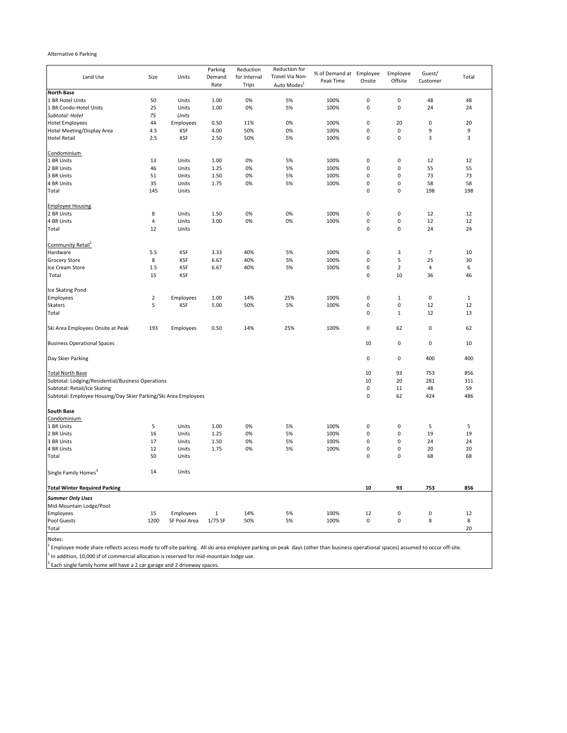Alternative 6 Parking

| Land Use | Size | Units | Parking Demand Rate | Reduction for Internal Trips | Reduction for Travel Via Non-Auto Modes[1] | % of Demand at Peak Time | Employee Onsite | Employee Offsite | Guest/ Customer | Total |
|---|---|---|---|---|---|---|---|---|---|---|
| **North Base** | | | | | | | | | | |
| 1 BR Hotel Units | 50 | Units | 1.00 | 0% | 5% | 100% | 0 | 0 | 48 | 48 |
| 1 BR Condo-Hotel Units | 25 | Units | 1.00 | 0% | 5% | 100% | 0 | 0 | 24 | 24 |
| *Subtotal: Hotel* | *75* | *Units* | | | | | | | | |
| Hotel Employees | 44 | Employees | 0.50 | 11% | 0% | 100% | 0 | 20 | 0 | 20 |
| Hotel Meeting/Display Area | 4.5 | KSF | 4.00 | 50% | 0% | 100% | 0 | 0 | 9 | 9 |
| Hotel Retail | 2.5 | KSF | 2.50 | 50% | 5% | 100% | 0 | 0 | 3 | 3 |
| Condominium | | | | | | | | | | |
| 1 BR Units | 13 | Units | 1.00 | 0% | 5% | 100% | 0 | 0 | 12 | 12 |
| 2 BR Units | 46 | Units | 1.25 | 0% | 5% | 100% | 0 | 0 | 55 | 55 |
| 3 BR Units | 51 | Units | 1.50 | 0% | 5% | 100% | 0 | 0 | 73 | 73 |
| 4 BR Units | 35 | Units | 1.75 | 0% | 5% | 100% | 0 | 0 | 58 | 58 |
| Total | 145 | Units | | | | | 0 | 0 | 198 | 198 |
| Employee Housing | | | | | | | | | | |
| 2 BR Units | 8 | Units | 1.50 | 0% | 0% | 100% | 0 | 0 | 12 | 12 |
| 4 BR Units | 4 | Units | 3.00 | 0% | 0% | 100% | 0 | 0 | 12 | 12 |
| Total | 12 | Units | | | | | 0 | 0 | 24 | 24 |
| Community Retail[2] | | | | | | | | | | |
| Hardware | 5.5 | KSF | 3.33 | 40% | 5% | 100% | 0 | 3 | 7 | 10 |
| Grocery Store | 8 | KSF | 6.67 | 40% | 5% | 100% | 0 | 5 | 25 | 30 |
| Ice Cream Store | 1.5 | KSF | 6.67 | 40% | 5% | 100% | 0 | 2 | 4 | 6 |
| Total | 15 | KSF | | | | | 0 | 10 | 36 | 46 |
| Ice Skating Pond | | | | | | | | | | |
| Employees | 2 | Employees | 1.00 | 14% | 25% | 100% | 0 | 1 | 0 | 1 |
| Skaters | 5 | KSF | 5.00 | 50% | 5% | 100% | 0 | 0 | 12 | 12 |
| Total | | | | | | | 0 | 1 | 12 | 13 |
| Ski Area Employees Onsite at Peak | 193 | Employees | 0.50 | 14% | 25% | 100% | 0 | 62 | 0 | 62 |
| Business Operational Spaces | | | | | | | 10 | 0 | 0 | 10 |
| Day Skier Parking | | | | | | | 0 | 0 | 400 | 400 |
| Total North Base | | | | | | | 10 | 93 | 753 | 856 |
| Subtotal: Lodging/Residential/Business Operations | | | | | | | 10 | 20 | 281 | 311 |
| Subtotal: Retail/Ice Skating | | | | | | | 0 | 11 | 48 | 59 |
| Subtotal: Employee Housing/Day Skier Parking/Ski Area Employees | | | | | | | 0 | 62 | 424 | 486 |
| **South Base** | | | | | | | | | | |
| Condominium | | | | | | | | | | |
| 1 BR Units | 5 | Units | 1.00 | 0% | 5% | 100% | 0 | 0 | 5 | 5 |
| 2 BR Units | 16 | Units | 1.25 | 0% | 5% | 100% | 0 | 0 | 19 | 19 |
| 3 BR Units | 17 | Units | 1.50 | 0% | 5% | 100% | 0 | 0 | 24 | 24 |
| 4 BR Units | 12 | Units | 1.75 | 0% | 5% | 100% | 0 | 0 | 20 | 20 |
| Total | 50 | Units | | | | | 0 | 0 | 68 | 68 |
| Single Family Homes[3] | 14 | Units | | | | | | | | |
| **Total Winter Required Parking** | | | | | | | **10** | **93** | **753** | **856** |
| ***Summer Only Uses*** | | | | | | | | | | |
| Mid-Mountain Lodge/Pool | | | | | | | | | | |
| Employees | 15 | Employees | 1 | 14% | 5% | 100% | 12 | 0 | 0 | 12 |
| Pool Guests | 1200 | SF Pool Area | 1/75 SF | 50% | 5% | 100% | 0 | 0 | 8 | 8 |
| Total | | | | | | | | | | 20 |

Notes:

[1] Employee mode share reflects access mode to off-site parking. All ski area employee parking on peak days (other than business operational spaces) assumed to occur off-site.

[2] In addition, 10,000 sf of commercial allocation is reserved for mid-mountain lodge use.

[3] Each single family home will have a 2 car garage and 2 driveway spaces.